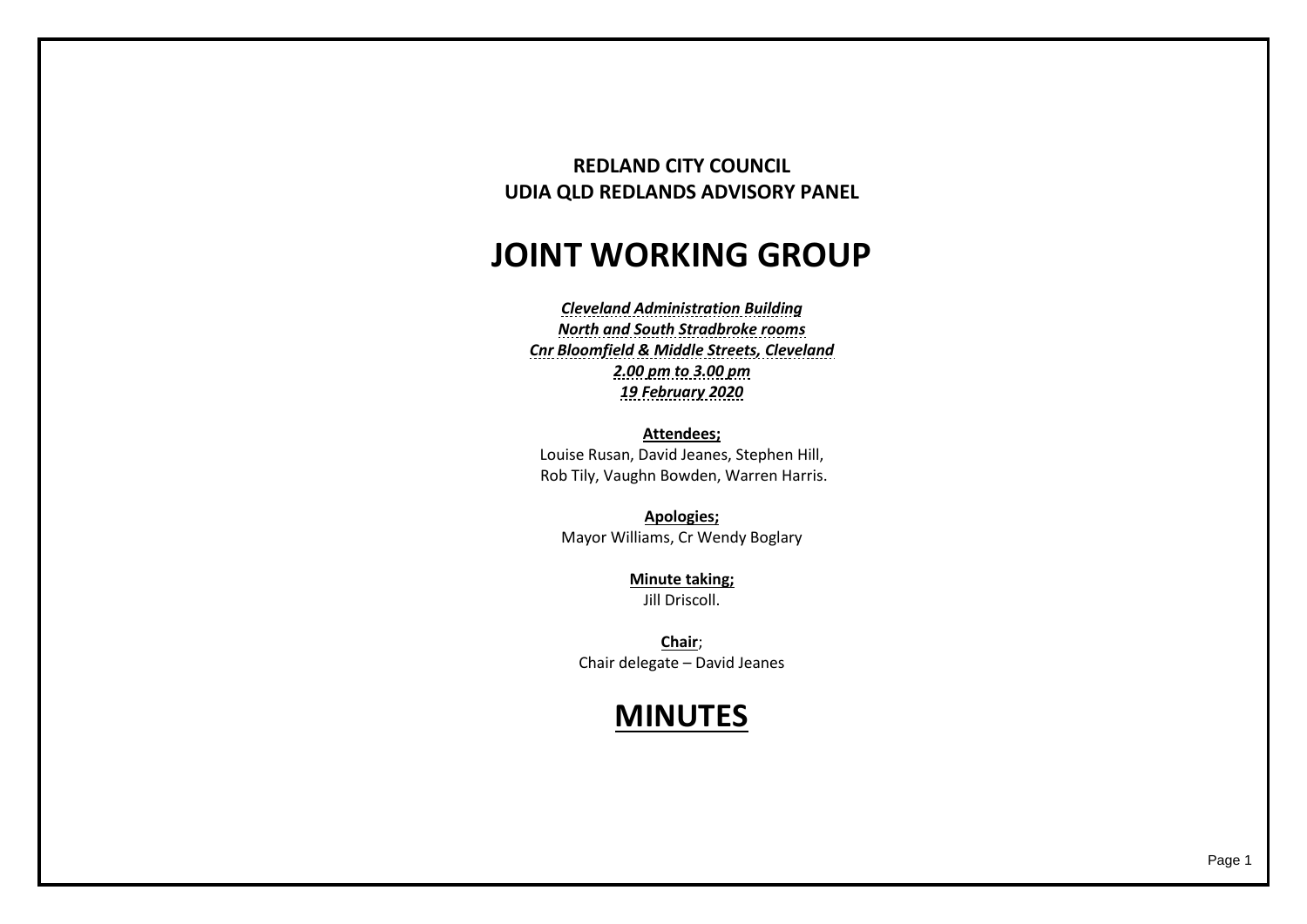**REDLAND CITY COUNCIL**
**UDIA QLD REDLANDS ADVISORY PANEL**

# JOINT WORKING GROUP

***Cleveland Administration Building***
***North and South Stradbroke rooms***
***Cnr Bloomfield & Middle Streets, Cleveland***
***2.00 pm to 3.00 pm***
***19 February 2020***

**Attendees;**
Louise Rusan, David Jeanes, Stephen Hill,
Rob Tily, Vaughn Bowden, Warren Harris.

**Apologies;**
Mayor Williams, Cr Wendy Boglary

**Minute taking;**
Jill Driscoll.

**Chair**;
Chair delegate – David Jeanes

# MINUTES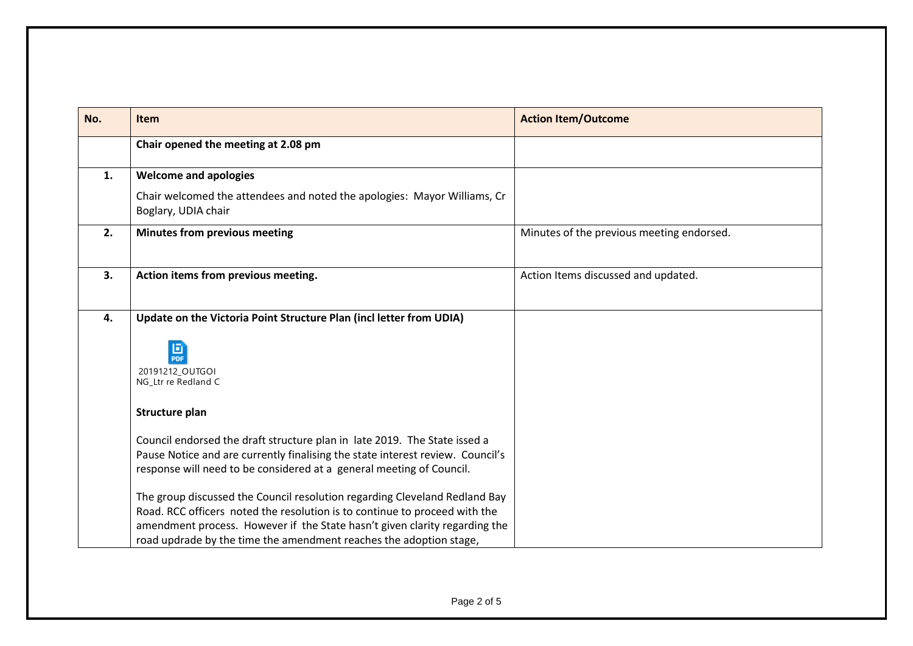| No. | Item | Action Item/Outcome |
| --- | --- | --- |
| | **Chair opened the meeting at 2.08 pm** | |
| **1.** | **Welcome and apologies**<br><br>Chair welcomed the attendees and noted the apologies: Mayor Williams, Cr Boglary, UDIA chair | |
| **2.** | **Minutes from previous meeting** | Minutes of the previous meeting endorsed. |
| **3.** | **Action items from previous meeting.** | Action Items discussed and updated. |
| **4.** | **Update on the Victoria Point Structure Plan (incl letter from UDIA)**<br><br>20191212_OUTGOING_Ltr re Redland C<br><br>**Structure plan**<br><br>Council endorsed the draft structure plan in late 2019. The State issed a Pause Notice and are currently finalising the state interest review. Council's response will need to be considered at a general meeting of Council.<br><br>The group discussed the Council resolution regarding Cleveland Redland Bay Road. RCC officers noted the resolution is to continue to proceed with the amendment process. However if the State hasn't given clarity regarding the road updrade by the time the amendment reaches the adoption stage, | |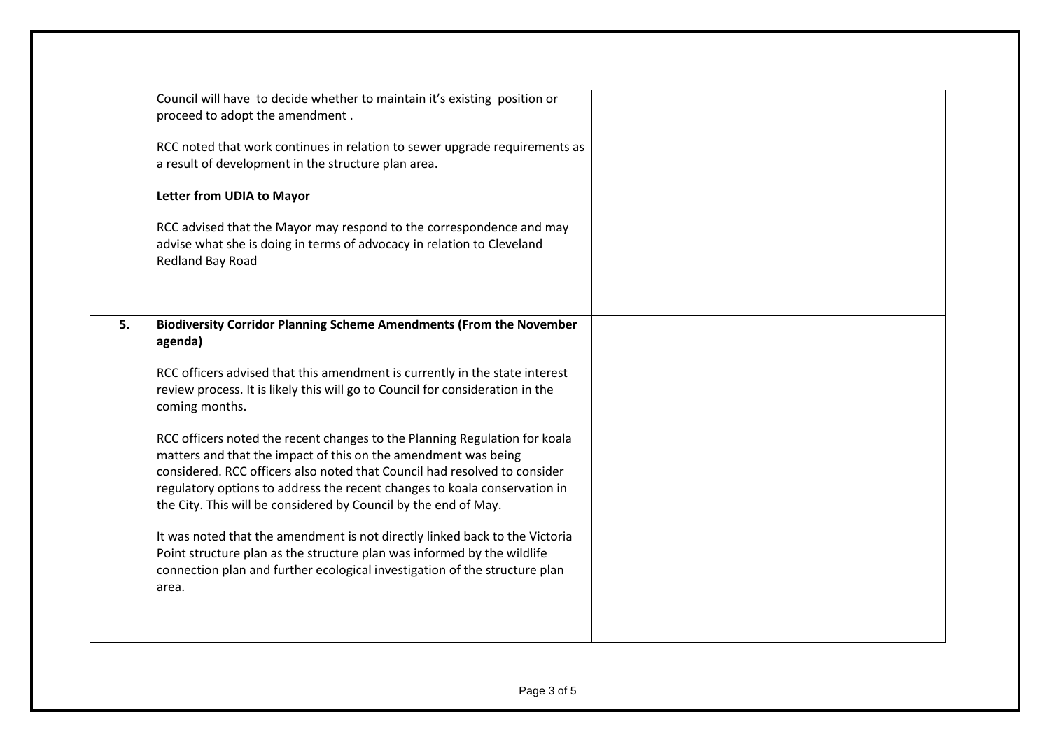| | | |
|---|---|---|
| | Council will have to decide whether to maintain it's existing position or proceed to adopt the amendment .<br><br>RCC noted that work continues in relation to sewer upgrade requirements as a result of development in the structure plan area.<br><br>**Letter from UDIA to Mayor**<br><br>RCC advised that the Mayor may respond to the correspondence and may advise what she is doing in terms of advocacy in relation to Cleveland Redland Bay Road | |
| **5.** | **Biodiversity Corridor Planning Scheme Amendments (From the November agenda)**<br><br>RCC officers advised that this amendment is currently in the state interest review process. It is likely this will go to Council for consideration in the coming months.<br><br>RCC officers noted the recent changes to the Planning Regulation for koala matters and that the impact of this on the amendment was being considered. RCC officers also noted that Council had resolved to consider regulatory options to address the recent changes to koala conservation in the City. This will be considered by Council by the end of May.<br><br>It was noted that the amendment is not directly linked back to the Victoria Point structure plan as the structure plan was informed by the wildlife connection plan and further ecological investigation of the structure plan area. | |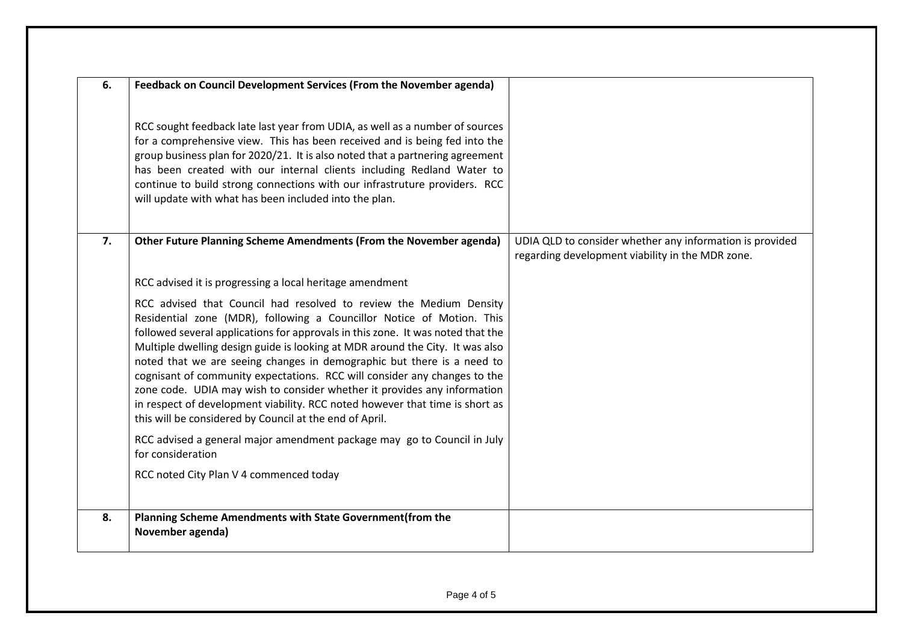| | | |
|---|---|---|
| **6.** | **Feedback on Council Development Services (From the November agenda)**<br><br>RCC sought feedback late last year from UDIA, as well as a number of sources for a comprehensive view. This has been received and is being fed into the group business plan for 2020/21. It is also noted that a partnering agreement has been created with our internal clients including Redland Water to continue to build strong connections with our infrastruture providers. RCC will update with what has been included into the plan. | |
| **7.** | **Other Future Planning Scheme Amendments (From the November agenda)**<br><br>RCC advised it is progressing a local heritage amendment<br><br>RCC advised that Council had resolved to review the Medium Density Residential zone (MDR), following a Councillor Notice of Motion. This followed several applications for approvals in this zone. It was noted that the Multiple dwelling design guide is looking at MDR around the City. It was also noted that we are seeing changes in demographic but there is a need to cognisant of community expectations. RCC will consider any changes to the zone code. UDIA may wish to consider whether it provides any information in respect of development viability. RCC noted however that time is short as this will be considered by Council at the end of April.<br><br>RCC advised a general major amendment package may go to Council in July for consideration<br><br>RCC noted City Plan V 4 commenced today | UDIA QLD to consider whether any information is provided regarding development viability in the MDR zone. |
| **8.** | **Planning Scheme Amendments with State Government(from the November agenda)** | |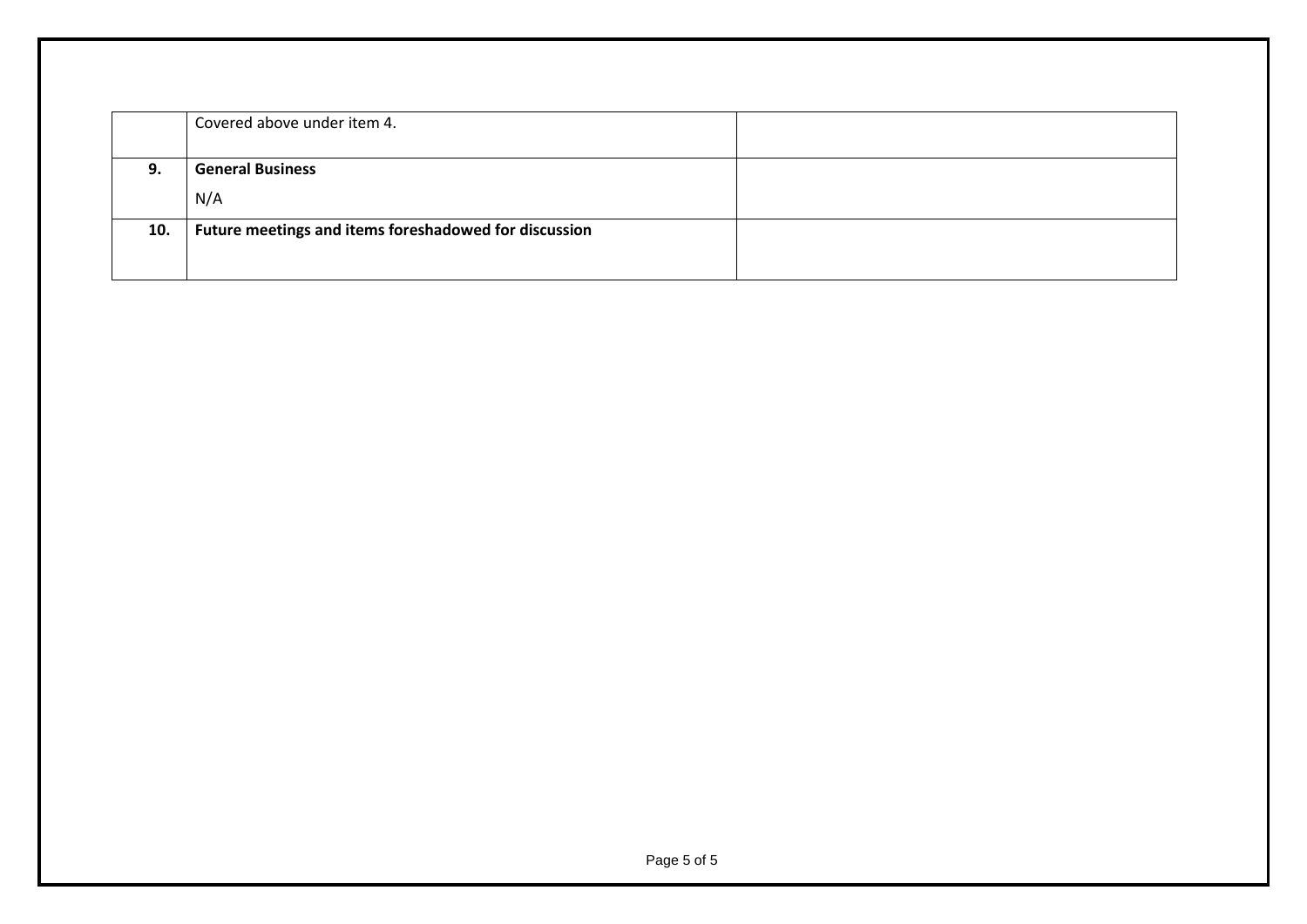| | | |
|---|---|---|
| | Covered above under item 4. | |
| **9.** | **General Business**<br>N/A | |
| **10.** | **Future meetings and items foreshadowed for discussion** | |